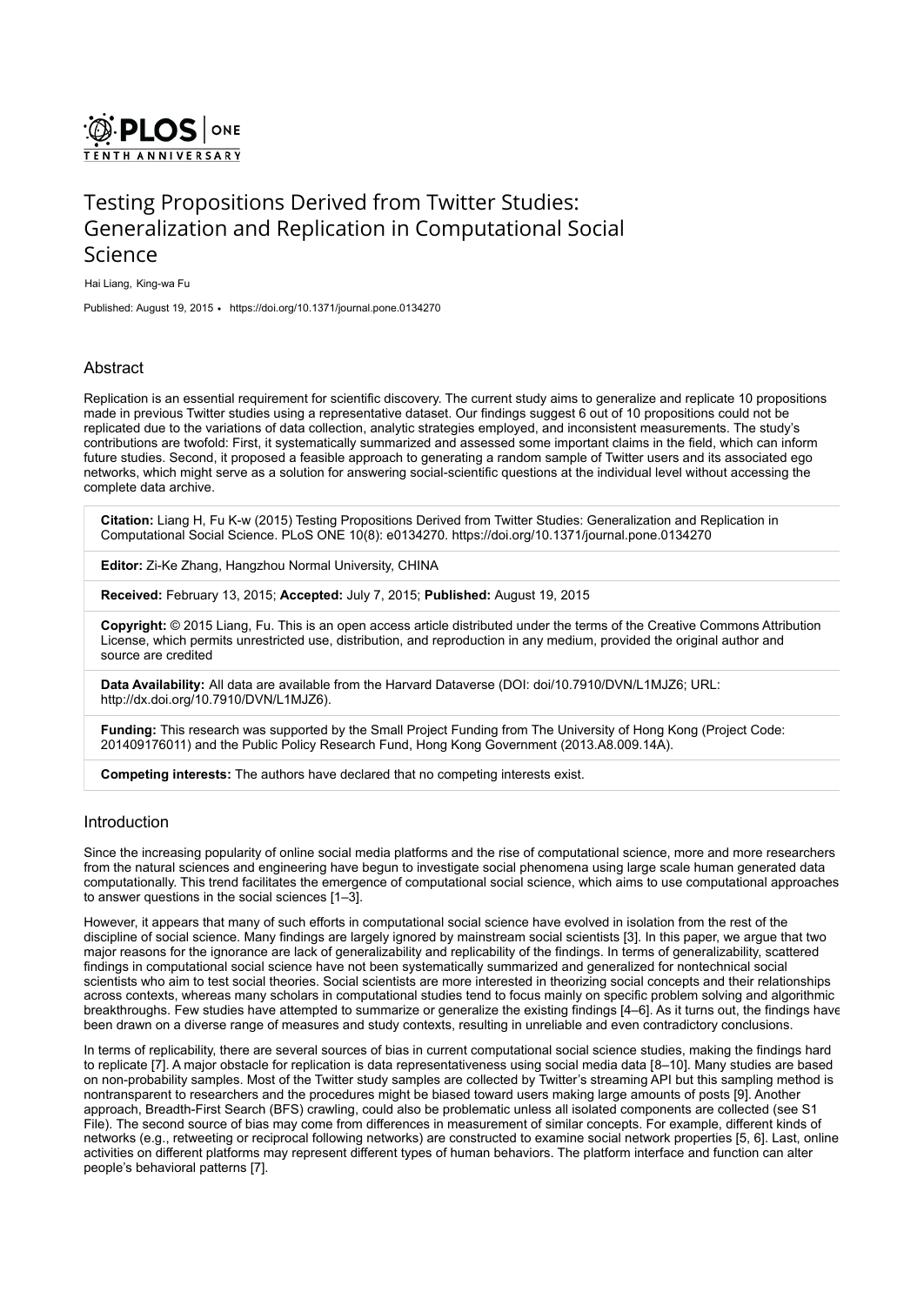# Testing Propositions Derived from Twitter Studies: Generalization and Replication in Computational Social Science

Hai Liang, King-wa Fu

Published: August 19, 2015 • https://doi.org/10.1371/journal.pone.0134270

## Abstract

Replication is an essential requirement for scientific discovery. The current study aims to generalize and replicate 10 propositions made in previous Twitter studies using a representative dataset. Our findings suggest 6 out of 10 propositions could not be replicated due to the variations of data collection, analytic strategies employed, and inconsistent measurements. The study's contributions are twofold: First, it systematically summarized and assessed some important claims in the field, which can inform future studies. Second, it proposed a feasible approach to generating a random sample of Twitter users and its associated ego networks, which might serve as a solution for answering social-scientific questions at the individual level without accessing the complete data archive.

**Citation:** Liang H, Fu K-w (2015) Testing Propositions Derived from Twitter Studies: Generalization and Replication in Computational Social Science. PLoS ONE 10(8): e0134270. https://doi.org/10.1371/journal.pone.0134270

**Editor:** Zi-Ke Zhang, Hangzhou Normal University, CHINA

**Received:** February 13, 2015; **Accepted:** July 7, 2015; **Published:** August 19, 2015

**Copyright:** © 2015 Liang, Fu. This is an open access article distributed under the terms of the Creative Commons Attribution License, which permits unrestricted use, distribution, and reproduction in any medium, provided the original author and source are credited

**Data Availability:** All data are available from the Harvard Dataverse (DOI: doi/10.7910/DVN/L1MJZ6; URL: http://dx.doi.org/10.7910/DVN/L1MJZ6).

**Funding:** This research was supported by the Small Project Funding from The University of Hong Kong (Project Code: 201409176011) and the Public Policy Research Fund, Hong Kong Government (2013.A8.009.14A).

**Competing interests:** The authors have declared that no competing interests exist.

## Introduction

Since the increasing popularity of online social media platforms and the rise of computational science, more and more researchers from the natural sciences and engineering have begun to investigate social phenomena using large scale human generated data computationally. This trend facilitates the emergence of computational social science, which aims to use computational approaches to answer questions in the social sciences [1–3].

However, it appears that many of such efforts in computational social science have evolved in isolation from the rest of the discipline of social science. Many findings are largely ignored by mainstream social scientists [3]. In this paper, we argue that two major reasons for the ignorance are lack of generalizability and replicability of the findings. In terms of generalizability, scattered findings in computational social science have not been systematically summarized and generalized for nontechnical social scientists who aim to test social theories. Social scientists are more interested in theorizing social concepts and their relationships across contexts, whereas many scholars in computational studies tend to focus mainly on specific problem solving and algorithmic breakthroughs. Few studies have attempted to summarize or generalize the existing findings [4–6]. As it turns out, the findings have been drawn on a diverse range of measures and study contexts, resulting in unreliable and even contradictory conclusions.

In terms of replicability, there are several sources of bias in current computational social science studies, making the findings hard to replicate [7]. A major obstacle for replication is data representativeness using social media data [8–10]. Many studies are based on non-probability samples. Most of the Twitter study samples are collected by Twitter's streaming API but this sampling method is nontransparent to researchers and the procedures might be biased toward users making large amounts of posts [9]. Another approach, Breadth-First Search (BFS) crawling, could also be problematic unless all isolated components are collected (see S1 File). The second source of bias may come from differences in measurement of similar concepts. For example, different kinds of networks (e.g., retweeting or reciprocal following networks) are constructed to examine social network properties [5, 6]. Last, online activities on different platforms may represent different types of human behaviors. The platform interface and function can alter people's behavioral patterns [7].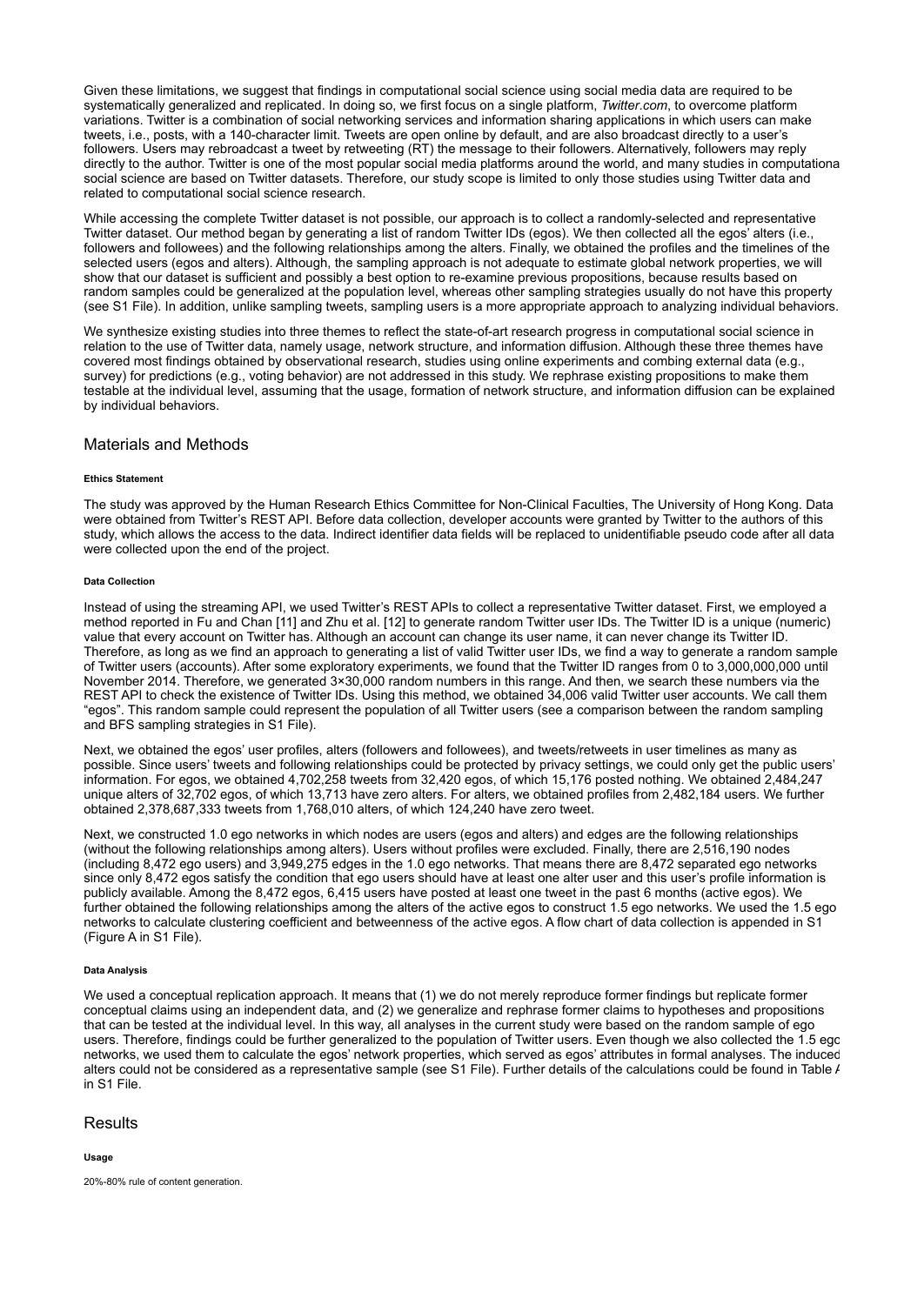Given these limitations, we suggest that findings in computational social science using social media data are required to be systematically generalized and replicated. In doing so, we first focus on a single platform, *Twitter.com*, to overcome platform variations. Twitter is a combination of social networking services and information sharing applications in which users can make tweets, i.e., posts, with a 140-character limit. Tweets are open online by default, and are also broadcast directly to a user's followers. Users may rebroadcast a tweet by retweeting (RT) the message to their followers. Alternatively, followers may reply directly to the author. Twitter is one of the most popular social media platforms around the world, and many studies in computational social science are based on Twitter datasets. Therefore, our study scope is limited to only those studies using Twitter data and related to computational social science research.

While accessing the complete Twitter dataset is not possible, our approach is to collect a randomly-selected and representative Twitter dataset. Our method began by generating a list of random Twitter IDs (egos). We then collected all the egos' alters (i.e., followers and followees) and the following relationships among the alters. Finally, we obtained the profiles and the timelines of the selected users (egos and alters). Although, the sampling approach is not adequate to estimate global network properties, we will show that our dataset is sufficient and possibly a best option to re-examine previous propositions, because results based on random samples could be generalized at the population level, whereas other sampling strategies usually do not have this property (see S1 File). In addition, unlike sampling tweets, sampling users is a more appropriate approach to analyzing individual behaviors.

We synthesize existing studies into three themes to reflect the state-of-art research progress in computational social science in relation to the use of Twitter data, namely usage, network structure, and information diffusion. Although these three themes have covered most findings obtained by observational research, studies using online experiments and combing external data (e.g., survey) for predictions (e.g., voting behavior) are not addressed in this study. We rephrase existing propositions to make them testable at the individual level, assuming that the usage, formation of network structure, and information diffusion can be explained by individual behaviors.

## Materials and Methods

#### Ethics Statement

The study was approved by the Human Research Ethics Committee for Non-Clinical Faculties, The University of Hong Kong. Data were obtained from Twitter's REST API. Before data collection, developer accounts were granted by Twitter to the authors of this study, which allows the access to the data. Indirect identifier data fields will be replaced to unidentifiable pseudo code after all data were collected upon the end of the project.

#### Data Collection

Instead of using the streaming API, we used Twitter's REST APIs to collect a representative Twitter dataset. First, we employed a method reported in Fu and Chan [11] and Zhu et al. [12] to generate random Twitter user IDs. The Twitter ID is a unique (numeric) value that every account on Twitter has. Although an account can change its user name, it can never change its Twitter ID. Therefore, as long as we find an approach to generating a list of valid Twitter user IDs, we find a way to generate a random sample of Twitter users (accounts). After some exploratory experiments, we found that the Twitter ID ranges from 0 to 3,000,000,000 until November 2014. Therefore, we generated 3×30,000 random numbers in this range. And then, we search these numbers via the REST API to check the existence of Twitter IDs. Using this method, we obtained 34,006 valid Twitter user accounts. We call them "egos". This random sample could represent the population of all Twitter users (see a comparison between the random sampling and BFS sampling strategies in S1 File).

Next, we obtained the egos' user profiles, alters (followers and followees), and tweets/retweets in user timelines as many as possible. Since users' tweets and following relationships could be protected by privacy settings, we could only get the public users' information. For egos, we obtained 4,702,258 tweets from 32,420 egos, of which 15,176 posted nothing. We obtained 2,484,247 unique alters of 32,702 egos, of which 13,713 have zero alters. For alters, we obtained profiles from 2,482,184 users. We further obtained 2,378,687,333 tweets from 1,768,010 alters, of which 124,240 have zero tweet.

Next, we constructed 1.0 ego networks in which nodes are users (egos and alters) and edges are the following relationships (without the following relationships among alters). Users without profiles were excluded. Finally, there are 2,516,190 nodes (including 8,472 ego users) and 3,949,275 edges in the 1.0 ego networks. That means there are 8,472 separated ego networks since only 8,472 egos satisfy the condition that ego users should have at least one alter user and this user's profile information is publicly available. Among the 8,472 egos, 6,415 users have posted at least one tweet in the past 6 months (active egos). We further obtained the following relationships among the alters of the active egos to construct 1.5 ego networks. We used the 1.5 ego networks to calculate clustering coefficient and betweenness of the active egos. A flow chart of data collection is appended in S1 (Figure A in S1 File).

#### Data Analysis

We used a conceptual replication approach. It means that (1) we do not merely reproduce former findings but replicate former conceptual claims using an independent data, and (2) we generalize and rephrase former claims to hypotheses and propositions that can be tested at the individual level. In this way, all analyses in the current study were based on the random sample of ego users. Therefore, findings could be further generalized to the population of Twitter users. Even though we also collected the 1.5 ego networks, we used them to calculate the egos' network properties, which served as egos' attributes in formal analyses. The induced alters could not be considered as a representative sample (see S1 File). Further details of the calculations could be found in Table A in S1 File.

## Results

#### Usage

20%-80% rule of content generation.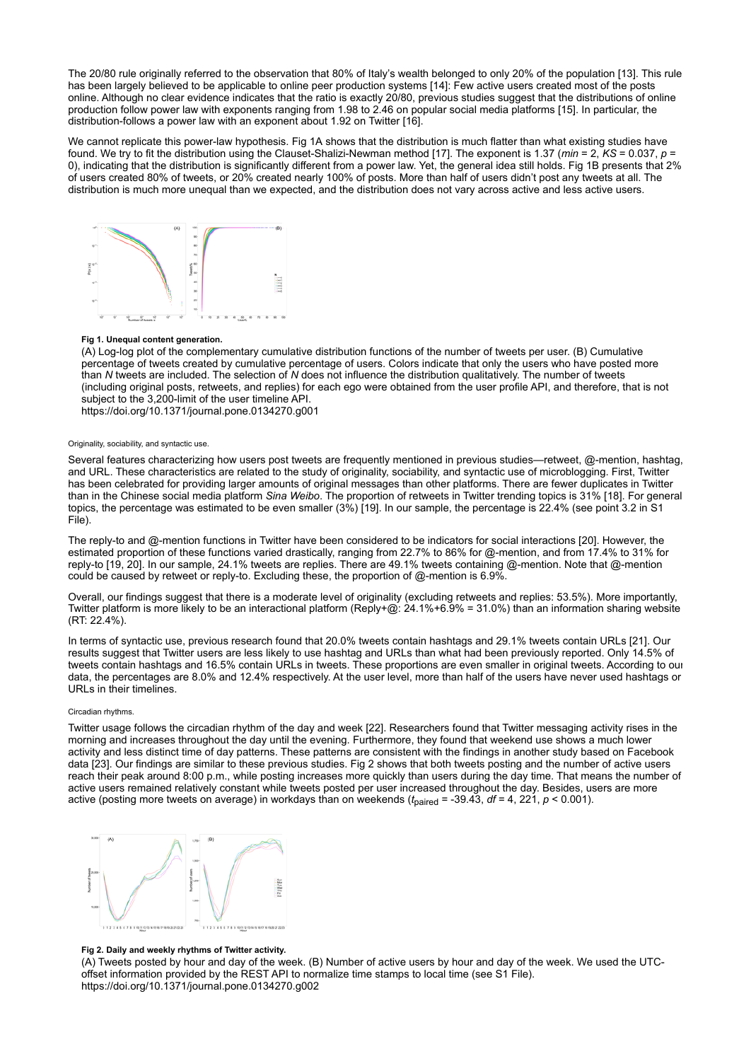The 20/80 rule originally referred to the observation that 80% of Italy's wealth belonged to only 20% of the population [13]. This rule has been largely believed to be applicable to online peer production systems [14]: Few active users created most of the posts online. Although no clear evidence indicates that the ratio is exactly 20/80, previous studies suggest that the distributions of online production follow power law with exponents ranging from 1.98 to 2.46 on popular social media platforms [15]. In particular, the distribution-follows a power law with an exponent about 1.92 on Twitter [16].

We cannot replicate this power-law hypothesis. Fig 1A shows that the distribution is much flatter than what existing studies have found. We try to fit the distribution using the Clauset-Shalizi-Newman method [17]. The exponent is 1.37 ($min$ = 2, $KS$ = 0.037, $p$ = 0), indicating that the distribution is significantly different from a power law. Yet, the general idea still holds. Fig 1B presents that 2% of users created 80% of tweets, or 20% created nearly 100% of posts. More than half of users didn't post any tweets at all. The distribution is much more unequal than we expected, and the distribution does not vary across active and less active users.

**Fig 1. Unequal content generation.**

(A) Log-log plot of the complementary cumulative distribution functions of the number of tweets per user. (B) Cumulative percentage of tweets created by cumulative percentage of users. Colors indicate that only the users who have posted more than $N$ tweets are included. The selection of $N$ does not influence the distribution qualitatively. The number of tweets (including original posts, retweets, and replies) for each ego were obtained from the user profile API, and therefore, that is not subject to the 3,200-limit of the user timeline API.
https://doi.org/10.1371/journal.pone.0134270.g001

Originality, sociability, and syntactic use.

Several features characterizing how users post tweets are frequently mentioned in previous studies—retweet, @-mention, hashtag, and URL. These characteristics are related to the study of originality, sociability, and syntactic use of microblogging. First, Twitter has been celebrated for providing larger amounts of original messages than other platforms. There are fewer duplicates in Twitter than in the Chinese social media platform *Sina Weibo*. The proportion of retweets in Twitter trending topics is 31% [18]. For general topics, the percentage was estimated to be even smaller (3%) [19]. In our sample, the percentage is 22.4% (see point 3.2 in S1 File).

The reply-to and @-mention functions in Twitter have been considered to be indicators for social interactions [20]. However, the estimated proportion of these functions varied drastically, ranging from 22.7% to 86% for @-mention, and from 17.4% to 31% for reply-to [19, 20]. In our sample, 24.1% tweets are replies. There are 49.1% tweets containing @-mention. Note that @-mention could be caused by retweet or reply-to. Excluding these, the proportion of @-mention is 6.9%.

Overall, our findings suggest that there is a moderate level of originality (excluding retweets and replies: 53.5%). More importantly, Twitter platform is more likely to be an interactional platform (Reply+@: 24.1%+6.9% = 31.0%) than an information sharing website (RT: 22.4%).

In terms of syntactic use, previous research found that 20.0% tweets contain hashtags and 29.1% tweets contain URLs [21]. Our results suggest that Twitter users are less likely to use hashtag and URLs than what had been previously reported. Only 14.5% of tweets contain hashtags and 16.5% contain URLs in tweets. These proportions are even smaller in original tweets. According to our data, the percentages are 8.0% and 12.4% respectively. At the user level, more than half of the users have never used hashtags or URLs in their timelines.

Circadian rhythms.

Twitter usage follows the circadian rhythm of the day and week [22]. Researchers found that Twitter messaging activity rises in the morning and increases throughout the day until the evening. Furthermore, they found that weekend use shows a much lower activity and less distinct time of day patterns. These patterns are consistent with the findings in another study based on Facebook data [23]. Our findings are similar to these previous studies. Fig 2 shows that both tweets posting and the number of active users reach their peak around 8:00 p.m., while posting increases more quickly than users during the day time. That means the number of active users remained relatively constant while tweets posted per user increased throughout the day. Besides, users are more active (posting more tweets on average) in workdays than on weekends ($t_{\text{paired}}$ = -39.43, $df$ = 4, 221, $p$ < 0.001).

**Fig 2. Daily and weekly rhythms of Twitter activity.**

(A) Tweets posted by hour and day of the week. (B) Number of active users by hour and day of the week. We used the UTC-offset information provided by the REST API to normalize time stamps to local time (see S1 File).
https://doi.org/10.1371/journal.pone.0134270.g002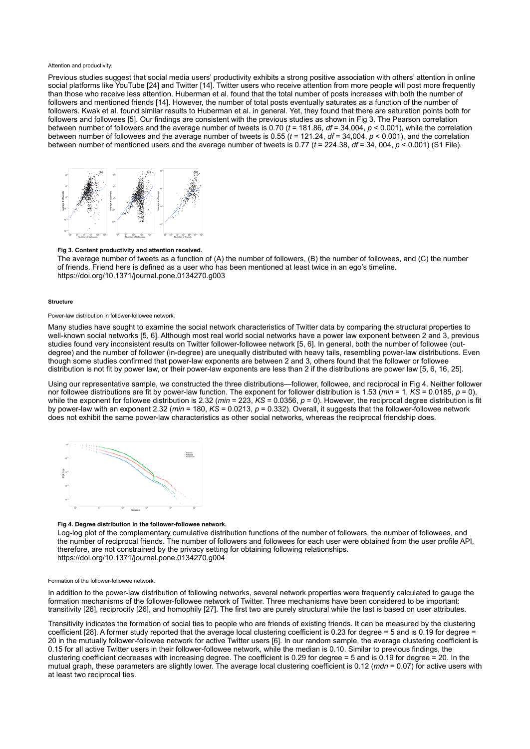#### Attention and productivity.

Previous studies suggest that social media users' productivity exhibits a strong positive association with others' attention in online social platforms like YouTube [24] and Twitter [14]. Twitter users who receive attention from more people will post more frequently than those who receive less attention. Huberman et al. found that the total number of posts increases with both the number of followers and mentioned friends [14]. However, the number of total posts eventually saturates as a function of the number of followers. Kwak et al. found similar results to Huberman et al. in general. Yet, they found that there are saturation points both for followers and followees [5]. Our findings are consistent with the previous studies as shown in Fig 3. The Pearson correlation between number of followers and the average number of tweets is 0.70 ($t$ = 181.86, $df$ = 34,004, $p$ < 0.001), while the correlation between number of followees and the average number of tweets is 0.55 ($t$ = 121.24, $df$ = 34,004, $p$ < 0.001), and the correlation between number of mentioned users and the average number of tweets is 0.77 ($t$ = 224.38, $df$ = 34, 004, $p$ < 0.001) (S1 File).

**Fig 3. Content productivity and attention received.**

The average number of tweets as a function of (A) the number of followers, (B) the number of followees, and (C) the number of friends. Friend here is defined as a user who has been mentioned at least twice in an ego's timeline.
https://doi.org/10.1371/journal.pone.0134270.g003

### Structure

#### Power-law distribution in follower-followee network.

Many studies have sought to examine the social network characteristics of Twitter data by comparing the structural properties to well-known social networks [5, 6]. Although most real world social networks have a power law exponent between 2 and 3, previous studies found very inconsistent results on Twitter follower-followee network [5, 6]. In general, both the number of followee (out-degree) and the number of follower (in-degree) are unequally distributed with heavy tails, resembling power-law distributions. Even though some studies confirmed that power-law exponents are between 2 and 3, others found that the follower or followee distribution is not fit by power law, or their power-law exponents are less than 2 if the distributions are power law [5, 6, 16, 25].

Using our representative sample, we constructed the three distributions—follower, followee, and reciprocal in Fig 4. Neither follower nor followee distributions are fit by power-law function. The exponent for follower distribution is 1.53 ($min$ = 1, $KS$ = 0.0185, $p$ = 0), while the exponent for followee distribution is 2.32 ($min$ = 223, $KS$ = 0.0356, $p$ = 0). However, the reciprocal degree distribution is fit by power-law with an exponent 2.32 ($min$ = 180, $KS$ = 0.0213, $p$ = 0.332). Overall, it suggests that the follower-followee network does not exhibit the same power-law characteristics as other social networks, whereas the reciprocal friendship does.

**Fig 4. Degree distribution in the follower-followee network.**

Log-log plot of the complementary cumulative distribution functions of the number of followers, the number of followees, and the number of reciprocal friends. The number of followers and followees for each user were obtained from the user profile API, therefore, are not constrained by the privacy setting for obtaining following relationships.
https://doi.org/10.1371/journal.pone.0134270.g004

#### Formation of the follower-followee network.

In addition to the power-law distribution of following networks, several network properties were frequently calculated to gauge the formation mechanisms of the follower-followee network of Twitter. Three mechanisms have been considered to be important: transitivity [26], reciprocity [26], and homophily [27]. The first two are purely structural while the last is based on user attributes.

Transitivity indicates the formation of social ties to people who are friends of existing friends. It can be measured by the clustering coefficient [28]. A former study reported that the average local clustering coefficient is 0.23 for degree = 5 and is 0.19 for degree = 20 in the mutually follower-followee network for active Twitter users [6]. In our random sample, the average clustering coefficient is 0.15 for all active Twitter users in their follower-followee network, while the median is 0.10. Similar to previous findings, the clustering coefficient decreases with increasing degree. The coefficient is 0.29 for degree = 5 and is 0.19 for degree = 20. In the mutual graph, these parameters are slightly lower. The average local clustering coefficient is 0.12 ($mdn$ = 0.07) for active users with at least two reciprocal ties.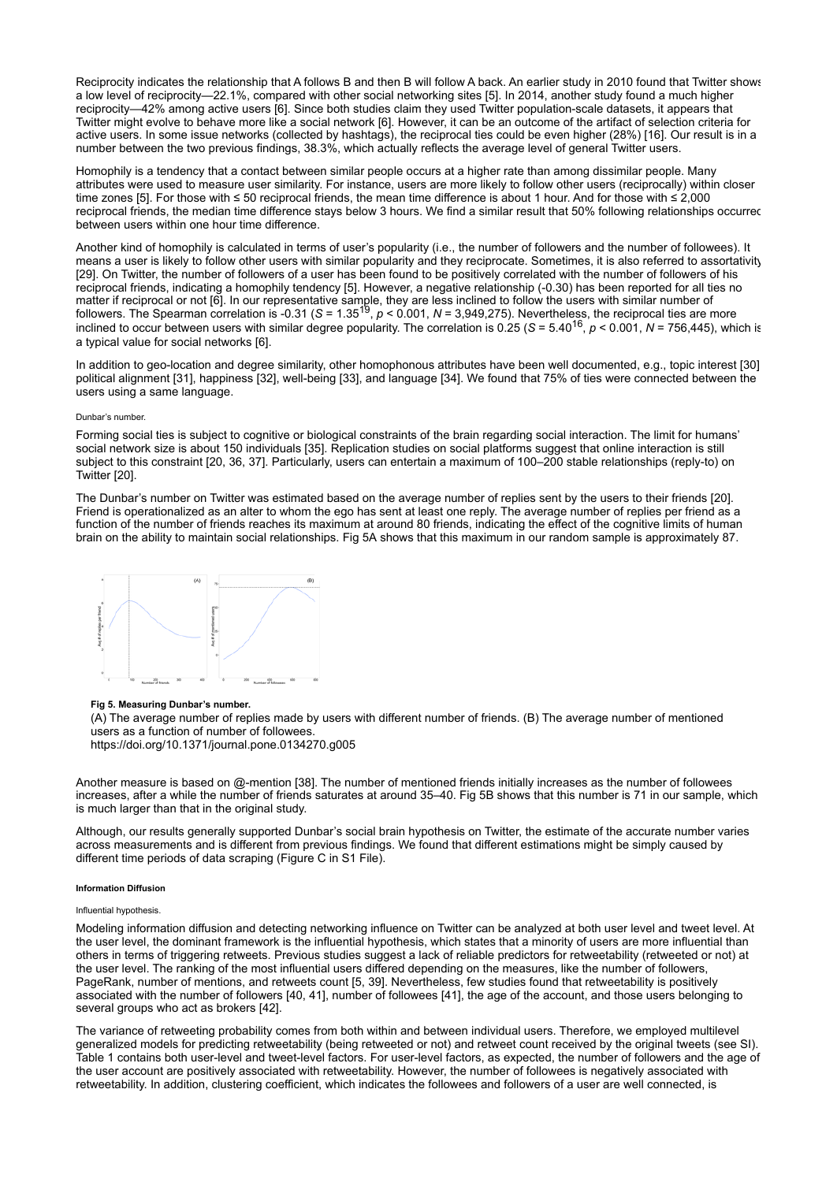Reciprocity indicates the relationship that A follows B and then B will follow A back. An earlier study in 2010 found that Twitter shows a low level of reciprocity—22.1%, compared with other social networking sites [5]. In 2014, another study found a much higher reciprocity—42% among active users [6]. Since both studies claim they used Twitter population-scale datasets, it appears that Twitter might evolve to behave more like a social network [6]. However, it can be an outcome of the artifact of selection criteria for active users. In some issue networks (collected by hashtags), the reciprocal ties could be even higher (28%) [16]. Our result is in a number between the two previous findings, 38.3%, which actually reflects the average level of general Twitter users.

Homophily is a tendency that a contact between similar people occurs at a higher rate than among dissimilar people. Many attributes were used to measure user similarity. For instance, users are more likely to follow other users (reciprocally) within closer time zones [5]. For those with ≤ 50 reciprocal friends, the mean time difference is about 1 hour. And for those with ≤ 2,000 reciprocal friends, the median time difference stays below 3 hours. We find a similar result that 50% following relationships occurred between users within one hour time difference.

Another kind of homophily is calculated in terms of user's popularity (i.e., the number of followers and the number of followees). It means a user is likely to follow other users with similar popularity and they reciprocate. Sometimes, it is also referred to assortativity [29]. On Twitter, the number of followers of a user has been found to be positively correlated with the number of followers of his reciprocal friends, indicating a homophily tendency [5]. However, a negative relationship (-0.30) has been reported for all ties no matter if reciprocal or not [6]. In our representative sample, they are less inclined to follow the users with similar number of followers. The Spearman correlation is -0.31 ($S = 1.35^{19}$, $p < 0.001$, $N$ = 3,949,275). Nevertheless, the reciprocal ties are more inclined to occur between users with similar degree popularity. The correlation is 0.25 ($S = 5.40^{16}$, $p < 0.001$, $N$ = 756,445), which is a typical value for social networks [6].

In addition to geo-location and degree similarity, other homophonous attributes have been well documented, e.g., topic interest [30], political alignment [31], happiness [32], well-being [33], and language [34]. We found that 75% of ties were connected between the users using a same language.

#### Dunbar's number.

Forming social ties is subject to cognitive or biological constraints of the brain regarding social interaction. The limit for humans' social network size is about 150 individuals [35]. Replication studies on social platforms suggest that online interaction is still subject to this constraint [20, 36, 37]. Particularly, users can entertain a maximum of 100–200 stable relationships (reply-to) on Twitter [20].

The Dunbar's number on Twitter was estimated based on the average number of replies sent by the users to their friends [20]. Friend is operationalized as an alter to whom the ego has sent at least one reply. The average number of replies per friend as a function of the number of friends reaches its maximum at around 80 friends, indicating the effect of the cognitive limits of human brain on the ability to maintain social relationships. Fig 5A shows that this maximum in our random sample is approximately 87.

**Fig 5. Measuring Dunbar's number.**
(A) The average number of replies made by users with different number of friends. (B) The average number of mentioned users as a function of number of followees.
https://doi.org/10.1371/journal.pone.0134270.g005

Another measure is based on @-mention [38]. The number of mentioned friends initially increases as the number of followees increases, after a while the number of friends saturates at around 35–40. Fig 5B shows that this number is 71 in our sample, which is much larger than that in the original study.

Although, our results generally supported Dunbar's social brain hypothesis on Twitter, the estimate of the accurate number varies across measurements and is different from previous findings. We found that different estimations might be simply caused by different time periods of data scraping (Figure C in S1 File).

### Information Diffusion

#### Influential hypothesis.

Modeling information diffusion and detecting networking influence on Twitter can be analyzed at both user level and tweet level. At the user level, the dominant framework is the influential hypothesis, which states that a minority of users are more influential than others in terms of triggering retweets. Previous studies suggest a lack of reliable predictors for retweetability (retweeted or not) at the user level. The ranking of the most influential users differed depending on the measures, like the number of followers, PageRank, number of mentions, and retweets count [5, 39]. Nevertheless, few studies found that retweetability is positively associated with the number of followers [40, 41], number of followees [41], the age of the account, and those users belonging to several groups who act as brokers [42].

The variance of retweeting probability comes from both within and between individual users. Therefore, we employed multilevel generalized models for predicting retweetability (being retweeted or not) and retweet count received by the original tweets (see SI). Table 1 contains both user-level and tweet-level factors. For user-level factors, as expected, the number of followers and the age of the user account are positively associated with retweetability. However, the number of followees is negatively associated with retweetability. In addition, clustering coefficient, which indicates the followees and followers of a user are well connected, is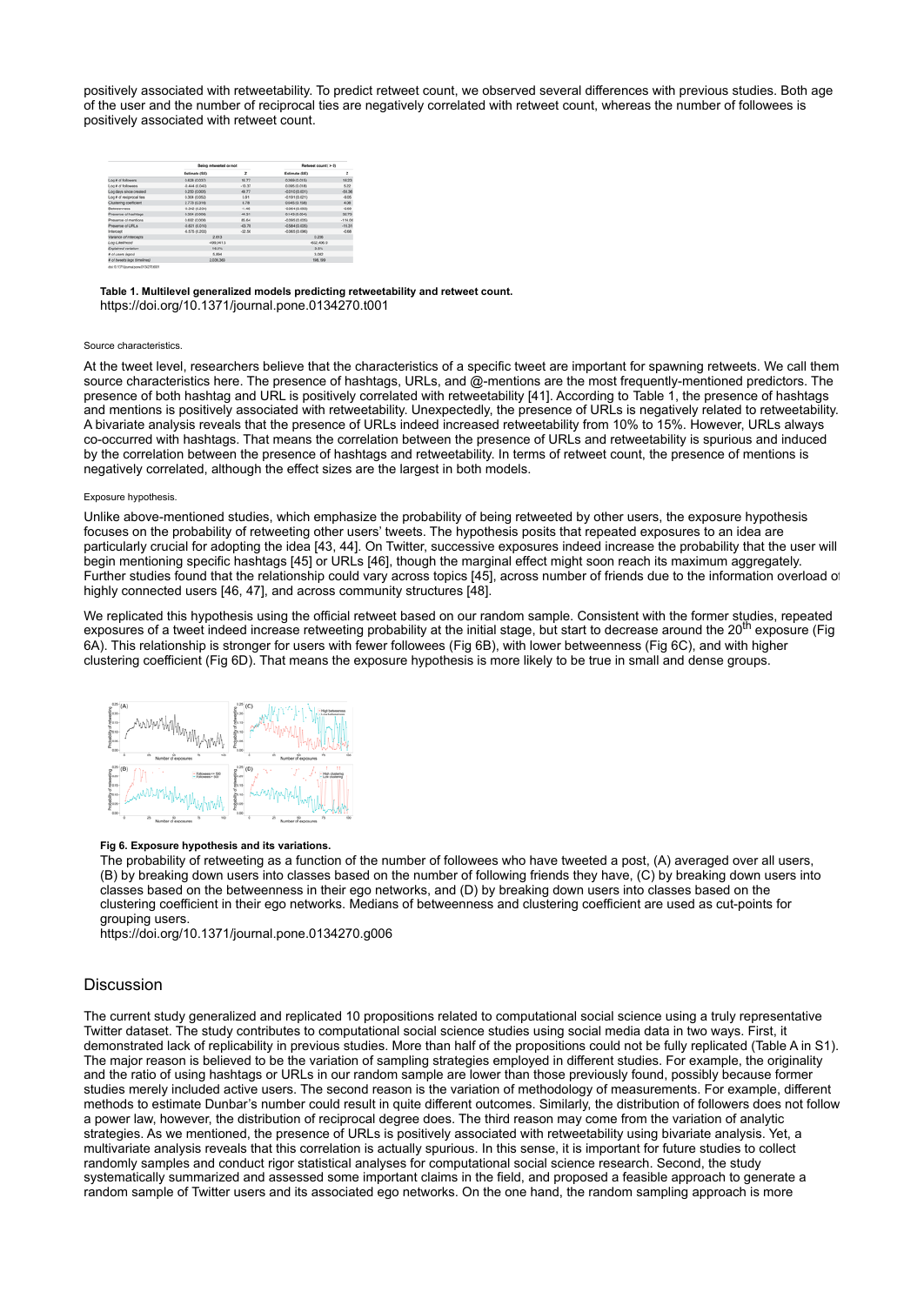positively associated with retweetability. To predict retweet count, we observed several differences with previous studies. Both age of the user and the number of reciprocal ties are negatively correlated with retweet count, whereas the number of followees is positively associated with retweet count.

| | Being retweeted or not | | Retweet count( > 0) | |
|---|---|---|---|---|
| | Estimate (SE) | z | Estimate (SE) | z |
| Log # of followers | 0.638 (0.037) | 16.77 | 0.339 (0.018) | 18.23 |
| Log # of followees | -0.444 (0.043) | -10.37 | 0.095 (0.018) | 5.22 |
| Log days since created | 0.250 (0.005) | 48.77 | -0.010 (0.001) | -54.36 |
| Log # of reciprocal ties | 0.100 (0.052) | 1.91 | -0.191 (0.021) | -9.05 |
| Clustering coefficient | 1.773 (0.316) | 5.78 | 0.445 (0.108) | 4.08 |
| Betweenness | -0.049 (0.034) | -1.46 | -0.064 (0.010) | -6.69 |
| Presence of hashtags | 0.204 (0.005) | 41.51 | 0.143 (0.004) | 30.73 |
| Presence of mentions | 0.482 (0.006) | 85.64 | -0.560 (0.005) | -114.00 |
| Presence of URLs | -0.621 (0.015) | -43.76 | -0.584 (0.050) | -11.31 |
| Intercept | -5.575 (0.253) | -22.56 | -0.065 (0.096) | -0.68 |
| Variance of intercepts | 2.613 | | 0.238 | |
| Log-Likelihood | -999,041.3 | | -632,495.3 | |
| Explained variation | 16.2% | | 3.6% | |
| # of users (egos) | 5,894 | | 3,083 | |
| # of tweets (timelines) | 2,038,360 | | 196,199 | |

doi:10.1371/journal.pone.0134270.t001

**Table 1. Multilevel generalized models predicting retweetability and retweet count.**
https://doi.org/10.1371/journal.pone.0134270.t001

Source characteristics.

At the tweet level, researchers believe that the characteristics of a specific tweet are important for spawning retweets. We call them source characteristics here. The presence of hashtags, URLs, and @-mentions are the most frequently-mentioned predictors. The presence of both hashtag and URL is positively correlated with retweetability [41]. According to Table 1, the presence of hashtags and mentions is positively associated with retweetability. Unexpectedly, the presence of URLs is negatively related to retweetability. A bivariate analysis reveals that the presence of URLs indeed increased retweetability from 10% to 15%. However, URLs always co-occurred with hashtags. That means the correlation between the presence of URLs and retweetability is spurious and induced by the correlation between the presence of hashtags and retweetability. In terms of retweet count, the presence of mentions is negatively correlated, although the effect sizes are the largest in both models.

Exposure hypothesis.

Unlike above-mentioned studies, which emphasize the probability of being retweeted by other users, the exposure hypothesis focuses on the probability of retweeting other users' tweets. The hypothesis posits that repeated exposures to an idea are particularly crucial for adopting the idea [43, 44]. On Twitter, successive exposures indeed increase the probability that the user will begin mentioning specific hashtags [45] or URLs [46], though the marginal effect might soon reach its maximum aggregately. Further studies found that the relationship could vary across topics [45], across number of friends due to the information overload of highly connected users [46, 47], and across community structures [48].

We replicated this hypothesis using the official retweet based on our random sample. Consistent with the former studies, repeated exposures of a tweet indeed increase retweeting probability at the initial stage, but start to decrease around the 20[th] exposure (Fig 6A). This relationship is stronger for users with fewer followees (Fig 6B), with lower betweenness (Fig 6C), and with higher clustering coefficient (Fig 6D). That means the exposure hypothesis is more likely to be true in small and dense groups.

**Fig 6. Exposure hypothesis and its variations.**
The probability of retweeting as a function of the number of followees who have tweeted a post, (A) averaged over all users, (B) by breaking down users into classes based on the number of following friends they have, (C) by breaking down users into classes based on the betweenness in their ego networks, and (D) by breaking down users into classes based on the clustering coefficient in their ego networks. Medians of betweenness and clustering coefficient are used as cut-points for grouping users.
https://doi.org/10.1371/journal.pone.0134270.g006

## Discussion

The current study generalized and replicated 10 propositions related to computational social science using a truly representative Twitter dataset. The study contributes to computational social science studies using social media data in two ways. First, it demonstrated lack of replicability in previous studies. More than half of the propositions could not be fully replicated (Table A in S1). The major reason is believed to be the variation of sampling strategies employed in different studies. For example, the originality and the ratio of using hashtags or URLs in our random sample are lower than those previously found, possibly because former studies merely included active users. The second reason is the variation of methodology of measurements. For example, different methods to estimate Dunbar's number could result in quite different outcomes. Similarly, the distribution of followers does not follow a power law, however, the distribution of reciprocal degree does. The third reason may come from the variation of analytic strategies. As we mentioned, the presence of URLs is positively associated with retweetability using bivariate analysis. Yet, a multivariate analysis reveals that this correlation is actually spurious. In this sense, it is important for future studies to collect randomly samples and conduct rigor statistical analyses for computational social science research. Second, the study systematically summarized and assessed some important claims in the field, and proposed a feasible approach to generate a random sample of Twitter users and its associated ego networks. On the one hand, the random sampling approach is more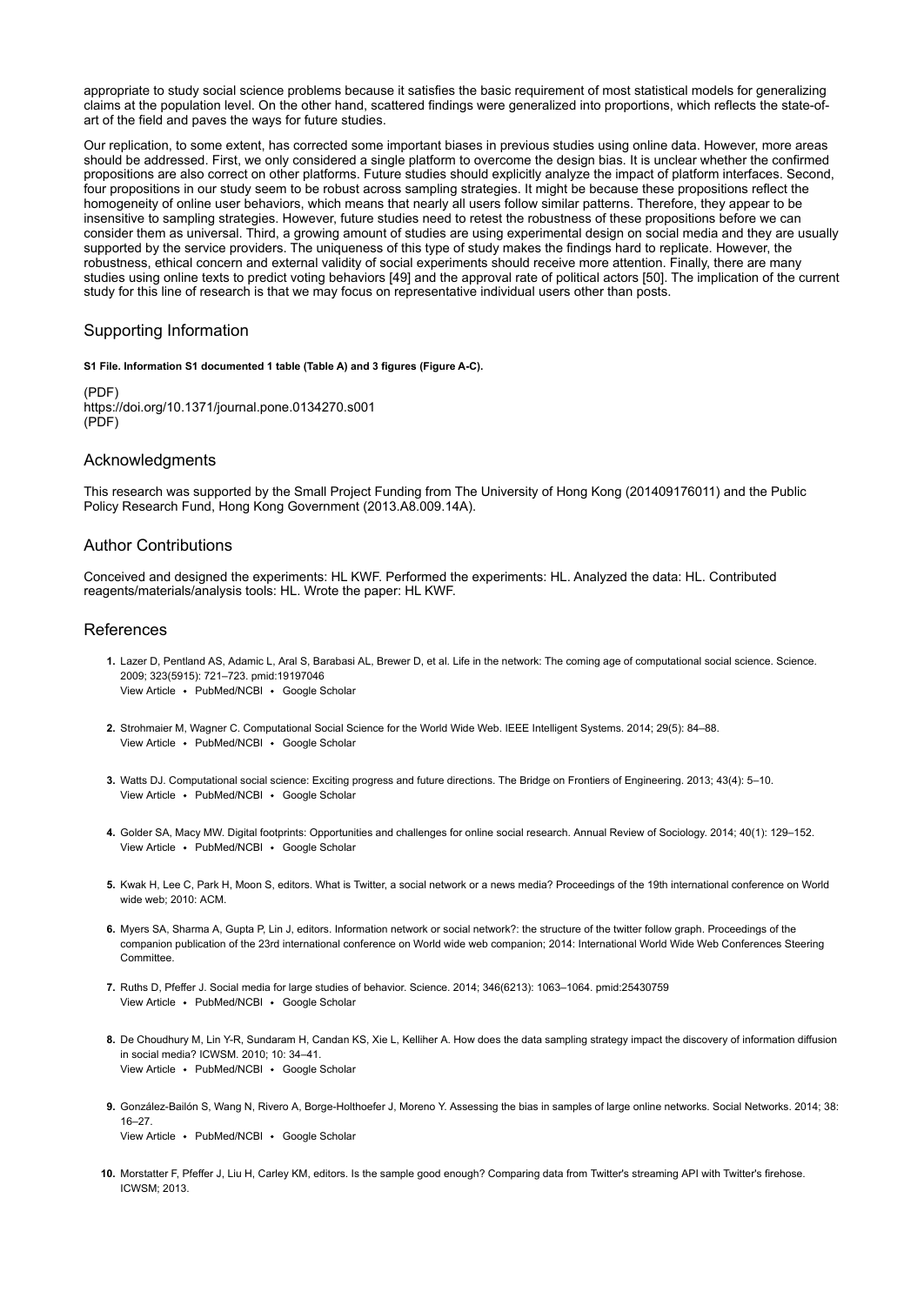appropriate to study social science problems because it satisfies the basic requirement of most statistical models for generalizing claims at the population level. On the other hand, scattered findings were generalized into proportions, which reflects the state-of-art of the field and paves the ways for future studies.

Our replication, to some extent, has corrected some important biases in previous studies using online data. However, more areas should be addressed. First, we only considered a single platform to overcome the design bias. It is unclear whether the confirmed propositions are also correct on other platforms. Future studies should explicitly analyze the impact of platform interfaces. Second, four propositions in our study seem to be robust across sampling strategies. It might be because these propositions reflect the homogeneity of online user behaviors, which means that nearly all users follow similar patterns. Therefore, they appear to be insensitive to sampling strategies. However, future studies need to retest the robustness of these propositions before we can consider them as universal. Third, a growing amount of studies are using experimental design on social media and they are usually supported by the service providers. The uniqueness of this type of study makes the findings hard to replicate. However, the robustness, ethical concern and external validity of social experiments should receive more attention. Finally, there are many studies using online texts to predict voting behaviors [49] and the approval rate of political actors [50]. The implication of the current study for this line of research is that we may focus on representative individual users other than posts.

## Supporting Information

**S1 File. Information S1 documented 1 table (Table A) and 3 figures (Figure A-C).**

(PDF)
https://doi.org/10.1371/journal.pone.0134270.s001
(PDF)

## Acknowledgments

This research was supported by the Small Project Funding from The University of Hong Kong (201409176011) and the Public Policy Research Fund, Hong Kong Government (2013.A8.009.14A).

## Author Contributions

Conceived and designed the experiments: HL KWF. Performed the experiments: HL. Analyzed the data: HL. Contributed reagents/materials/analysis tools: HL. Wrote the paper: HL KWF.

## References

1. Lazer D, Pentland AS, Adamic L, Aral S, Barabasi AL, Brewer D, et al. Life in the network: The coming age of computational social science. Science. 2009; 323(5915): 721–723. pmid:19197046
View Article • PubMed/NCBI • Google Scholar

2. Strohmaier M, Wagner C. Computational Social Science for the World Wide Web. IEEE Intelligent Systems. 2014; 29(5): 84–88.
View Article • PubMed/NCBI • Google Scholar

3. Watts DJ. Computational social science: Exciting progress and future directions. The Bridge on Frontiers of Engineering. 2013; 43(4): 5–10.
View Article • PubMed/NCBI • Google Scholar

4. Golder SA, Macy MW. Digital footprints: Opportunities and challenges for online social research. Annual Review of Sociology. 2014; 40(1): 129–152.
View Article • PubMed/NCBI • Google Scholar

5. Kwak H, Lee C, Park H, Moon S, editors. What is Twitter, a social network or a news media? Proceedings of the 19th international conference on World wide web; 2010: ACM.

6. Myers SA, Sharma A, Gupta P, Lin J, editors. Information network or social network?: the structure of the twitter follow graph. Proceedings of the companion publication of the 23rd international conference on World wide web companion; 2014: International World Wide Web Conferences Steering Committee.

7. Ruths D, Pfeffer J. Social media for large studies of behavior. Science. 2014; 346(6213): 1063–1064. pmid:25430759
View Article • PubMed/NCBI • Google Scholar

8. De Choudhury M, Lin Y-R, Sundaram H, Candan KS, Xie L, Kelliher A. How does the data sampling strategy impact the discovery of information diffusion in social media? ICWSM. 2010; 10: 34–41.
View Article • PubMed/NCBI • Google Scholar

9. González-Bailón S, Wang N, Rivero A, Borge-Holthoefer J, Moreno Y. Assessing the bias in samples of large online networks. Social Networks. 2014; 38: 16–27.
View Article • PubMed/NCBI • Google Scholar

10. Morstatter F, Pfeffer J, Liu H, Carley KM, editors. Is the sample good enough? Comparing data from Twitter's streaming API with Twitter's firehose. ICWSM; 2013.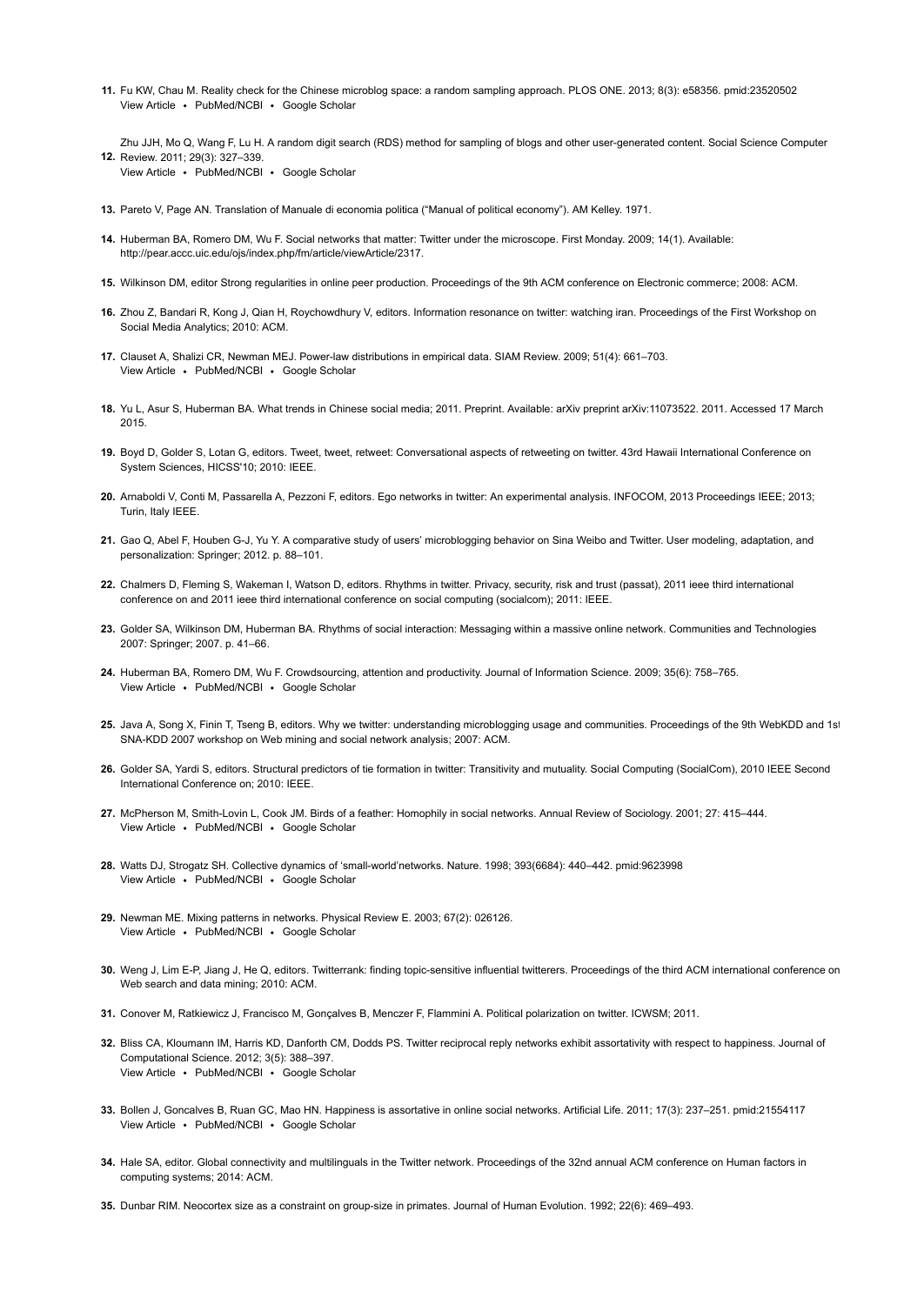11. Fu KW, Chau M. Reality check for the Chinese microblog space: a random sampling approach. PLOS ONE. 2013; 8(3): e58356. pmid:23520502
View Article • PubMed/NCBI • Google Scholar

12. Zhu JJH, Mo Q, Wang F, Lu H. A random digit search (RDS) method for sampling of blogs and other user-generated content. Social Science Computer Review. 2011; 29(3): 327–339.
View Article • PubMed/NCBI • Google Scholar

13. Pareto V, Page AN. Translation of Manuale di economia politica ("Manual of political economy"). AM Kelley. 1971.

14. Huberman BA, Romero DM, Wu F. Social networks that matter: Twitter under the microscope. First Monday. 2009; 14(1). Available: http://pear.accc.uic.edu/ojs/index.php/fm/article/viewArticle/2317.

15. Wilkinson DM, editor Strong regularities in online peer production. Proceedings of the 9th ACM conference on Electronic commerce; 2008: ACM.

16. Zhou Z, Bandari R, Kong J, Qian H, Roychowdhury V, editors. Information resonance on twitter: watching iran. Proceedings of the First Workshop on Social Media Analytics; 2010: ACM.

17. Clauset A, Shalizi CR, Newman MEJ. Power-law distributions in empirical data. SIAM Review. 2009; 51(4): 661–703.
View Article • PubMed/NCBI • Google Scholar

18. Yu L, Asur S, Huberman BA. What trends in Chinese social media; 2011. Preprint. Available: arXiv preprint arXiv:11073522. 2011. Accessed 17 March 2015.

19. Boyd D, Golder S, Lotan G, editors. Tweet, tweet, retweet: Conversational aspects of retweeting on twitter. 43rd Hawaii International Conference on System Sciences, HICSS'10; 2010: IEEE.

20. Arnaboldi V, Conti M, Passarella A, Pezzoni F, editors. Ego networks in twitter: An experimental analysis. INFOCOM, 2013 Proceedings IEEE; 2013; Turin, Italy IEEE.

21. Gao Q, Abel F, Houben G-J, Yu Y. A comparative study of users' microblogging behavior on Sina Weibo and Twitter. User modeling, adaptation, and personalization: Springer; 2012. p. 88–101.

22. Chalmers D, Fleming S, Wakeman I, Watson D, editors. Rhythms in twitter. Privacy, security, risk and trust (passat), 2011 ieee third international conference on and 2011 ieee third international conference on social computing (socialcom); 2011: IEEE.

23. Golder SA, Wilkinson DM, Huberman BA. Rhythms of social interaction: Messaging within a massive online network. Communities and Technologies 2007: Springer; 2007. p. 41–66.

24. Huberman BA, Romero DM, Wu F. Crowdsourcing, attention and productivity. Journal of Information Science. 2009; 35(6): 758–765.
View Article • PubMed/NCBI • Google Scholar

25. Java A, Song X, Finin T, Tseng B, editors. Why we twitter: understanding microblogging usage and communities. Proceedings of the 9th WebKDD and 1st SNA-KDD 2007 workshop on Web mining and social network analysis; 2007: ACM.

26. Golder SA, Yardi S, editors. Structural predictors of tie formation in twitter: Transitivity and mutuality. Social Computing (SocialCom), 2010 IEEE Second International Conference on; 2010: IEEE.

27. McPherson M, Smith-Lovin L, Cook JM. Birds of a feather: Homophily in social networks. Annual Review of Sociology. 2001; 27: 415–444.
View Article • PubMed/NCBI • Google Scholar

28. Watts DJ, Strogatz SH. Collective dynamics of 'small-world'networks. Nature. 1998; 393(6684): 440–442. pmid:9623998
View Article • PubMed/NCBI • Google Scholar

29. Newman ME. Mixing patterns in networks. Physical Review E. 2003; 67(2): 026126.
View Article • PubMed/NCBI • Google Scholar

30. Weng J, Lim E-P, Jiang J, He Q, editors. Twitterrank: finding topic-sensitive influential twitterers. Proceedings of the third ACM international conference on Web search and data mining; 2010: ACM.

31. Conover M, Ratkiewicz J, Francisco M, Gonçalves B, Menczer F, Flammini A. Political polarization on twitter. ICWSM; 2011.

32. Bliss CA, Kloumann IM, Harris KD, Danforth CM, Dodds PS. Twitter reciprocal reply networks exhibit assortativity with respect to happiness. Journal of Computational Science. 2012; 3(5): 388–397.
View Article • PubMed/NCBI • Google Scholar

33. Bollen J, Goncalves B, Ruan GC, Mao HN. Happiness is assortative in online social networks. Artificial Life. 2011; 17(3): 237–251. pmid:21554117
View Article • PubMed/NCBI • Google Scholar

34. Hale SA, editor. Global connectivity and multilinguals in the Twitter network. Proceedings of the 32nd annual ACM conference on Human factors in computing systems; 2014: ACM.

35. Dunbar RIM. Neocortex size as a constraint on group-size in primates. Journal of Human Evolution. 1992; 22(6): 469–493.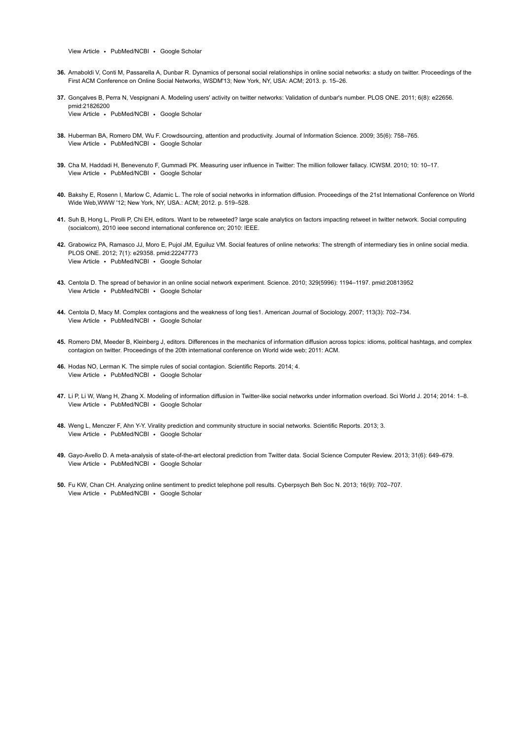View Article • PubMed/NCBI • Google Scholar

36. Arnaboldi V, Conti M, Passarella A, Dunbar R. Dynamics of personal social relationships in online social networks: a study on twitter. Proceedings of the First ACM Conference on Online Social Networks, WSDM'13; New York, NY, USA: ACM; 2013. p. 15–26.

37. Gonçalves B, Perra N, Vespignani A. Modeling users' activity on twitter networks: Validation of dunbar's number. PLOS ONE. 2011; 6(8): e22656. pmid:21826200
View Article • PubMed/NCBI • Google Scholar

38. Huberman BA, Romero DM, Wu F. Crowdsourcing, attention and productivity. Journal of Information Science. 2009; 35(6): 758–765.
View Article • PubMed/NCBI • Google Scholar

39. Cha M, Haddadi H, Benevenuto F, Gummadi PK. Measuring user influence in Twitter: The million follower fallacy. ICWSM. 2010; 10: 10–17.
View Article • PubMed/NCBI • Google Scholar

40. Bakshy E, Rosenn I, Marlow C, Adamic L. The role of social networks in information diffusion. Proceedings of the 21st International Conference on World Wide Web,WWW '12; New York, NY, USA.: ACM; 2012. p. 519–528.

41. Suh B, Hong L, Pirolli P, Chi EH, editors. Want to be retweeted? large scale analytics on factors impacting retweet in twitter network. Social computing (socialcom), 2010 ieee second international conference on; 2010: IEEE.

42. Grabowicz PA, Ramasco JJ, Moro E, Pujol JM, Eguiluz VM. Social features of online networks: The strength of intermediary ties in online social media. PLOS ONE. 2012; 7(1): e29358. pmid:22247773
View Article • PubMed/NCBI • Google Scholar

43. Centola D. The spread of behavior in an online social network experiment. Science. 2010; 329(5996): 1194–1197. pmid:20813952
View Article • PubMed/NCBI • Google Scholar

44. Centola D, Macy M. Complex contagions and the weakness of long ties1. American Journal of Sociology. 2007; 113(3): 702–734.
View Article • PubMed/NCBI • Google Scholar

45. Romero DM, Meeder B, Kleinberg J, editors. Differences in the mechanics of information diffusion across topics: idioms, political hashtags, and complex contagion on twitter. Proceedings of the 20th international conference on World wide web; 2011: ACM.

46. Hodas NO, Lerman K. The simple rules of social contagion. Scientific Reports. 2014; 4.
View Article • PubMed/NCBI • Google Scholar

47. Li P, Li W, Wang H, Zhang X. Modeling of information diffusion in Twitter-like social networks under information overload. Sci World J. 2014; 2014: 1–8.
View Article • PubMed/NCBI • Google Scholar

48. Weng L, Menczer F, Ahn Y-Y. Virality prediction and community structure in social networks. Scientific Reports. 2013; 3.
View Article • PubMed/NCBI • Google Scholar

49. Gayo-Avello D. A meta-analysis of state-of-the-art electoral prediction from Twitter data. Social Science Computer Review. 2013; 31(6): 649–679.
View Article • PubMed/NCBI • Google Scholar

50. Fu KW, Chan CH. Analyzing online sentiment to predict telephone poll results. Cyberpsych Beh Soc N. 2013; 16(9): 702–707.
View Article • PubMed/NCBI • Google Scholar